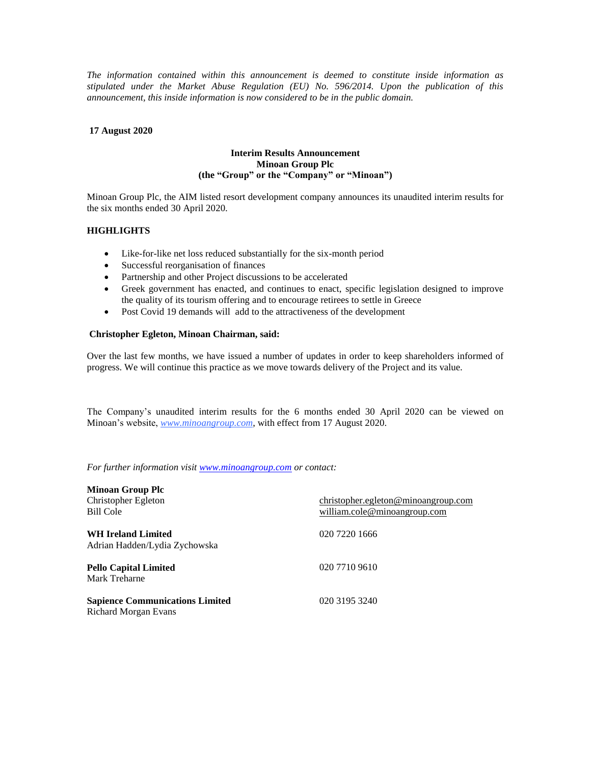*The information contained within this announcement is deemed to constitute inside information as stipulated under the Market Abuse Regulation (EU) No. 596/2014. Upon the publication of this announcement, this inside information is now considered to be in the public domain.*

**17 August 2020**

**Interim Results Announcement**
**Minoan Group Plc**
**(the "Group" or the "Company" or "Minoan")**

Minoan Group Plc, the AIM listed resort development company announces its unaudited interim results for the six months ended 30 April 2020.

## HIGHLIGHTS

- Like-for-like net loss reduced substantially for the six-month period
- Successful reorganisation of finances
- Partnership and other Project discussions to be accelerated
- Greek government has enacted, and continues to enact, specific legislation designed to improve the quality of its tourism offering and to encourage retirees to settle in Greece
- Post Covid 19 demands will add to the attractiveness of the development

**Christopher Egleton, Minoan Chairman, said:**

Over the last few months, we have issued a number of updates in order to keep shareholders informed of progress. We will continue this practice as we move towards delivery of the Project and its value.

The Company's unaudited interim results for the 6 months ended 30 April 2020 can be viewed on Minoan's website, *www.minoangroup.com*, with effect from 17 August 2020.

*For further information visit www.minoangroup.com or contact:*

| | |
|---|---|
| **Minoan Group Plc** | |
| Christopher Egleton | christopher.egleton@minoangroup.com |
| Bill Cole | william.cole@minoangroup.com |
| **WH Ireland Limited** | 020 7220 1666 |
| Adrian Hadden/Lydia Zychowska | |
| **Pello Capital Limited** | 020 7710 9610 |
| Mark Treharne | |
| **Sapience Communications Limited** | 020 3195 3240 |
| Richard Morgan Evans | |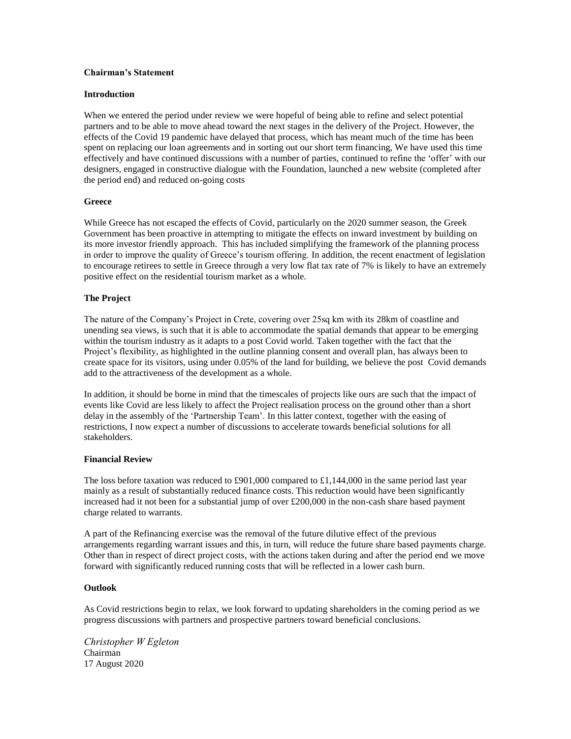## Chairman's Statement

### Introduction

When we entered the period under review we were hopeful of being able to refine and select potential partners and to be able to move ahead toward the next stages in the delivery of the Project. However, the effects of the Covid 19 pandemic have delayed that process, which has meant much of the time has been spent on replacing our loan agreements and in sorting out our short term financing, We have used this time effectively and have continued discussions with a number of parties, continued to refine the 'offer' with our designers, engaged in constructive dialogue with the Foundation, launched a new website (completed after the period end) and reduced on-going costs

### Greece

While Greece has not escaped the effects of Covid, particularly on the 2020 summer season, the Greek Government has been proactive in attempting to mitigate the effects on inward investment by building on its more investor friendly approach. This has included simplifying the framework of the planning process in order to improve the quality of Greece's tourism offering. In addition, the recent enactment of legislation to encourage retirees to settle in Greece through a very low flat tax rate of 7% is likely to have an extremely positive effect on the residential tourism market as a whole.

### The Project

The nature of the Company's Project in Crete, covering over 25sq km with its 28km of coastline and unending sea views, is such that it is able to accommodate the spatial demands that appear to be emerging within the tourism industry as it adapts to a post Covid world. Taken together with the fact that the Project's flexibility, as highlighted in the outline planning consent and overall plan, has always been to create space for its visitors, using under 0.05% of the land for building, we believe the post Covid demands add to the attractiveness of the development as a whole.

In addition, it should be borne in mind that the timescales of projects like ours are such that the impact of events like Covid are less likely to affect the Project realisation process on the ground other than a short delay in the assembly of the 'Partnership Team'. In this latter context, together with the easing of restrictions, I now expect a number of discussions to accelerate towards beneficial solutions for all stakeholders.

### Financial Review

The loss before taxation was reduced to £901,000 compared to £1,144,000 in the same period last year mainly as a result of substantially reduced finance costs. This reduction would have been significantly increased had it not been for a substantial jump of over £200,000 in the non-cash share based payment charge related to warrants.

A part of the Refinancing exercise was the removal of the future dilutive effect of the previous arrangements regarding warrant issues and this, in turn, will reduce the future share based payments charge. Other than in respect of direct project costs, with the actions taken during and after the period end we move forward with significantly reduced running costs that will be reflected in a lower cash burn.

### Outlook

As Covid restrictions begin to relax, we look forward to updating shareholders in the coming period as we progress discussions with partners and prospective partners toward beneficial conclusions.

*Christopher W Egleton*
Chairman
17 August 2020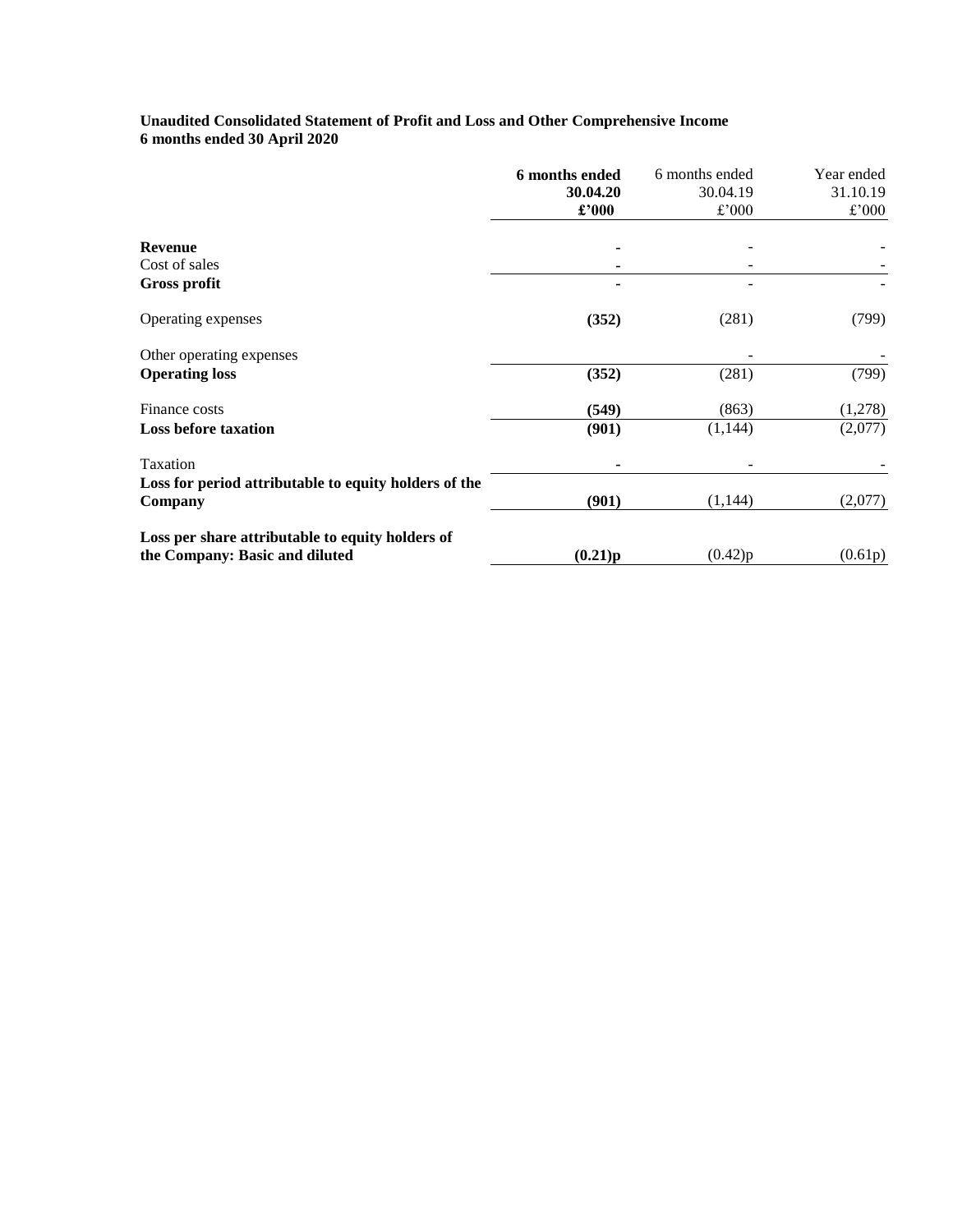**Unaudited Consolidated Statement of Profit and Loss and Other Comprehensive Income**
**6 months ended 30 April 2020**

| | **6 months ended 30.04.20 £'000** | 6 months ended 30.04.19 £'000 | Year ended 31.10.19 £'000 |
|---|---|---|---|
| **Revenue** | **-** | - | - |
| Cost of sales | **-** | - | - |
| **Gross profit** | **-** | - | - |
| Operating expenses | **(352)** | (281) | (799) |
| Other operating expenses | | - | - |
| **Operating loss** | **(352)** | (281) | (799) |
| Finance costs | **(549)** | (863) | (1,278) |
| **Loss before taxation** | **(901)** | (1,144) | (2,077) |
| Taxation | **-** | - | - |
| **Loss for period attributable to equity holders of the Company** | **(901)** | (1,144) | (2,077) |
| **Loss per share attributable to equity holders of the Company: Basic and diluted** | **(0.21)p** | (0.42)p | (0.61p) |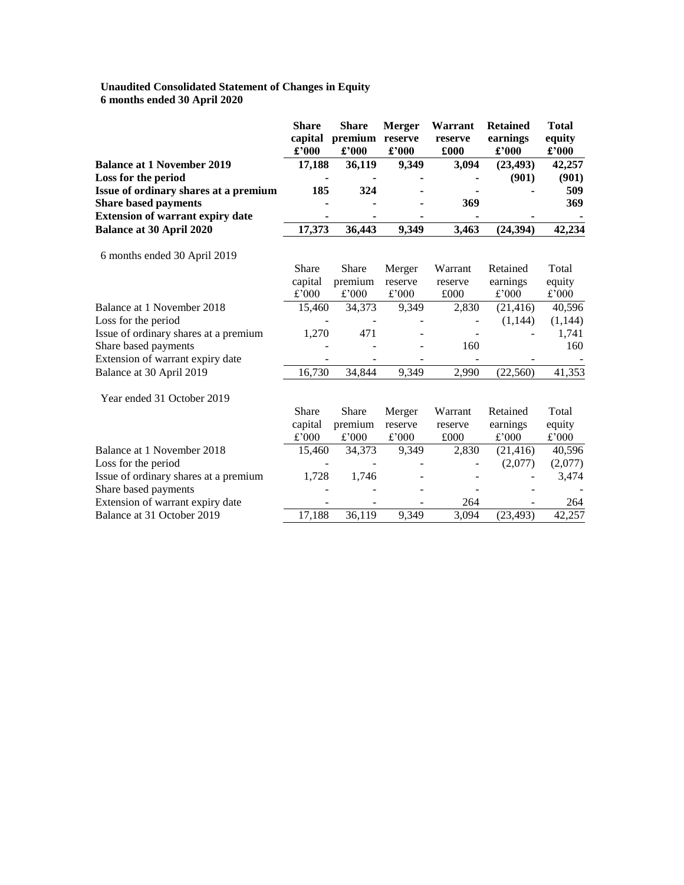**Unaudited Consolidated Statement of Changes in Equity**
**6 months ended 30 April 2020**

| | **Share capital £'000** | **Share premium £'000** | **Merger reserve £'000** | **Warrant reserve £000** | **Retained earnings £'000** | **Total equity £'000** |
|---|---|---|---|---|---|---|
| **Balance at 1 November 2019** | **17,188** | **36,119** | **9,349** | **3,094** | **(23,493)** | **42,257** |
| **Loss for the period** | **-** | **-** | **-** | **-** | **(901)** | **(901)** |
| **Issue of ordinary shares at a premium** | **185** | **324** | **-** | **-** | **-** | **509** |
| **Share based payments** | **-** | **-** | **-** | **369** | | **369** |
| **Extension of warrant expiry date** | **-** | **-** | **-** | **-** | **-** | **-** |
| **Balance at 30 April 2020** | **17,373** | **36,443** | **9,349** | **3,463** | **(24,394)** | **42,234** |

6 months ended 30 April 2019

| | Share capital £'000 | Share premium £'000 | Merger reserve £'000 | Warrant reserve £000 | Retained earnings £'000 | Total equity £'000 |
|---|---|---|---|---|---|---|
| Balance at 1 November 2018 | 15,460 | 34,373 | 9,349 | 2,830 | (21,416) | 40,596 |
| Loss for the period | - | - | - | - | (1,144) | (1,144) |
| Issue of ordinary shares at a premium | 1,270 | 471 | - | - | - | 1,741 |
| Share based payments | - | - | - | 160 | | 160 |
| Extension of warrant expiry date | - | - | - | - | - | - |
| Balance at 30 April 2019 | 16,730 | 34,844 | 9,349 | 2,990 | (22,560) | 41,353 |

Year ended 31 October 2019

| | Share capital £'000 | Share premium £'000 | Merger reserve £'000 | Warrant reserve £000 | Retained earnings £'000 | Total equity £'000 |
|---|---|---|---|---|---|---|
| Balance at 1 November 2018 | 15,460 | 34,373 | 9,349 | 2,830 | (21,416) | 40,596 |
| Loss for the period | - | - | - | - | (2,077) | (2,077) |
| Issue of ordinary shares at a premium | 1,728 | 1,746 | - | - | - | 3,474 |
| Share based payments | - | - | - | - | - | - |
| Extension of warrant expiry date | - | - | - | 264 | - | 264 |
| Balance at 31 October 2019 | 17,188 | 36,119 | 9,349 | 3,094 | (23,493) | 42,257 |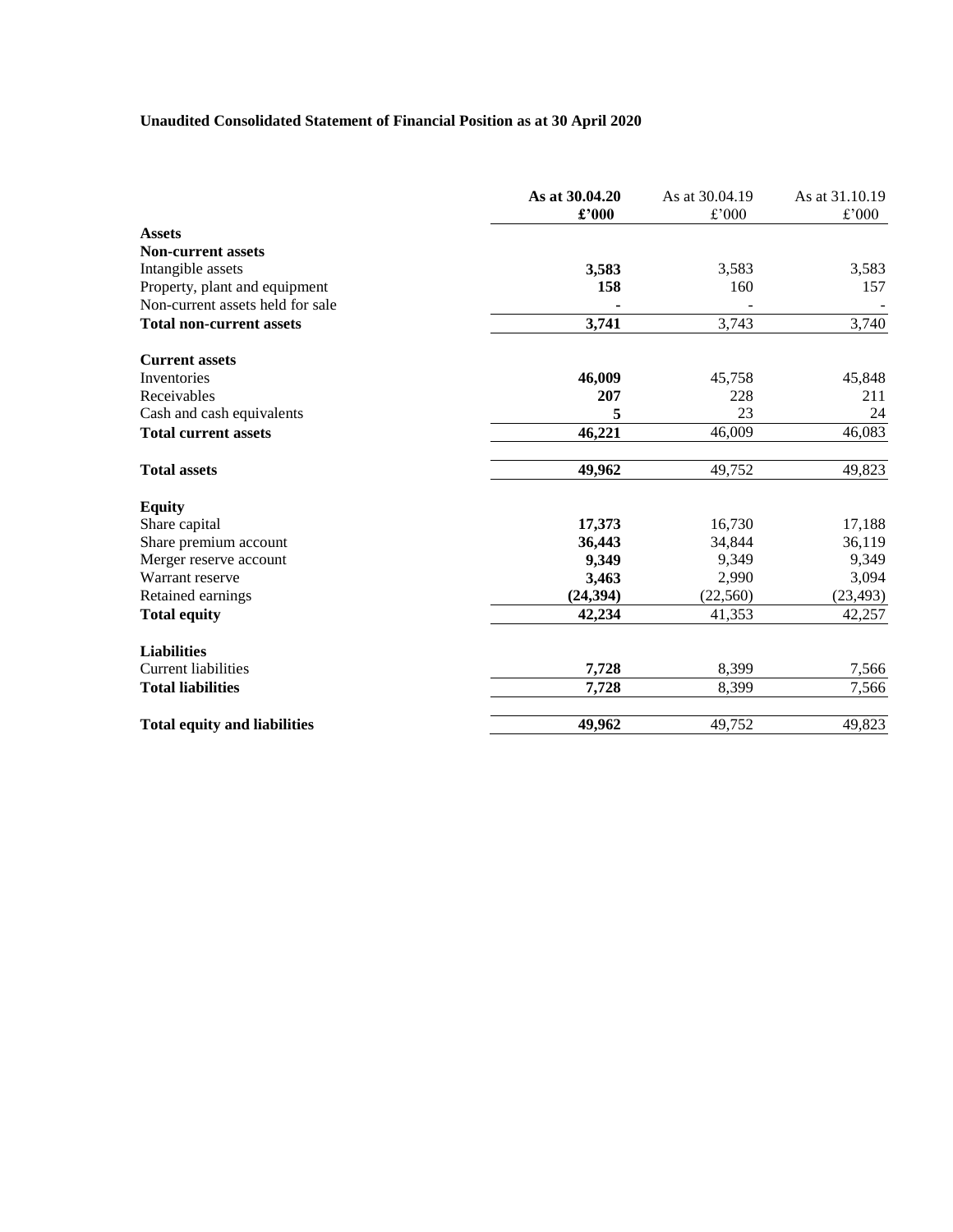**Unaudited Consolidated Statement of Financial Position as at 30 April 2020**

| | **As at 30.04.20** **£'000** | As at 30.04.19 £'000 | As at 31.10.19 £'000 |
|---|---|---|---|
| **Assets** | | | |
| **Non-current assets** | | | |
| Intangible assets | **3,583** | 3,583 | 3,583 |
| Property, plant and equipment | **158** | 160 | 157 |
| Non-current assets held for sale | **-** | - | - |
| **Total non-current assets** | **3,741** | 3,743 | 3,740 |
| | | | |
| **Current assets** | | | |
| Inventories | **46,009** | 45,758 | 45,848 |
| Receivables | **207** | 228 | 211 |
| Cash and cash equivalents | **5** | 23 | 24 |
| **Total current assets** | **46,221** | 46,009 | 46,083 |
| | | | |
| **Total assets** | **49,962** | 49,752 | 49,823 |
| | | | |
| **Equity** | | | |
| Share capital | **17,373** | 16,730 | 17,188 |
| Share premium account | **36,443** | 34,844 | 36,119 |
| Merger reserve account | **9,349** | 9,349 | 9,349 |
| Warrant reserve | **3,463** | 2,990 | 3,094 |
| Retained earnings | **(24,394)** | (22,560) | (23,493) |
| **Total equity** | **42,234** | 41,353 | 42,257 |
| | | | |
| **Liabilities** | | | |
| Current liabilities | **7,728** | 8,399 | 7,566 |
| **Total liabilities** | **7,728** | 8,399 | 7,566 |
| | | | |
| **Total equity and liabilities** | **49,962** | 49,752 | 49,823 |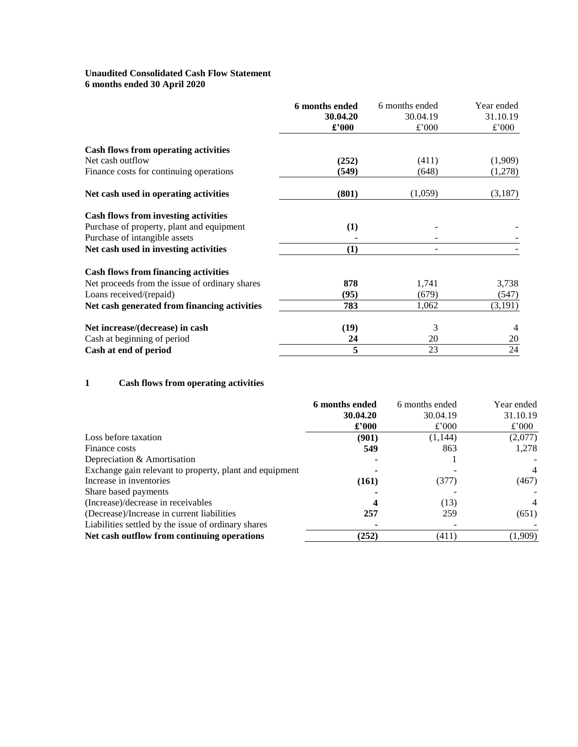**Unaudited Consolidated Cash Flow Statement**
**6 months ended 30 April 2020**

| | **6 months ended 30.04.20 £'000** | 6 months ended 30.04.19 £'000 | Year ended 31.10.19 £'000 |
|---|---|---|---|
| **Cash flows from operating activities** | | | |
| Net cash outflow | **(252)** | (411) | (1,909) |
| Finance costs for continuing operations | **(549)** | (648) | (1,278) |
| **Net cash used in operating activities** | **(801)** | (1,059) | (3,187) |
| **Cash flows from investing activities** | | | |
| Purchase of property, plant and equipment | **(1)** | - | - |
| Purchase of intangible assets | **-** | - | - |
| **Net cash used in investing activities** | **(1)** | - | - |
| **Cash flows from financing activities** | | | |
| Net proceeds from the issue of ordinary shares | **878** | 1,741 | 3,738 |
| Loans received/(repaid) | **(95)** | (679) | (547) |
| **Net cash generated from financing activities** | **783** | 1,062 | (3,191) |
| **Net increase/(decrease) in cash** | **(19)** | 3 | 4 |
| Cash at beginning of period | **24** | 20 | 20 |
| **Cash at end of period** | **5** | 23 | 24 |

## 1 Cash flows from operating activities

| | **6 months ended 30.04.20 £'000** | 6 months ended 30.04.19 £'000 | Year ended 31.10.19 £'000 |
|---|---|---|---|
| Loss before taxation | **(901)** | (1,144) | (2,077) |
| Finance costs | **549** | 863 | 1,278 |
| Depreciation & Amortisation | **-** | 1 | - |
| Exchange gain relevant to property, plant and equipment | **-** | - | 4 |
| Increase in inventories | **(161)** | (377) | (467) |
| Share based payments | **-** | - | - |
| (Increase)/decrease in receivables | **4** | (13) | 4 |
| (Decrease)/Increase in current liabilities | **257** | 259 | (651) |
| Liabilities settled by the issue of ordinary shares | **-** | - | - |
| **Net cash outflow from continuing operations** | **(252)** | (411) | (1,909) |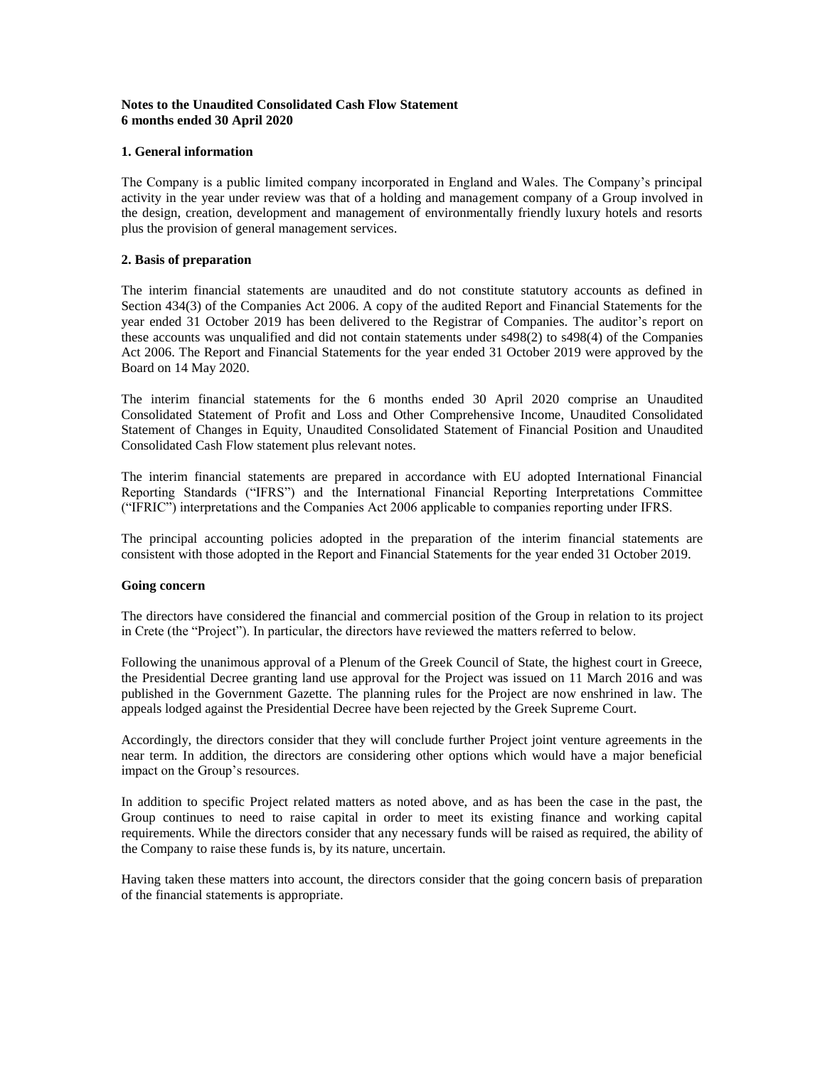**Notes to the Unaudited Consolidated Cash Flow Statement**
**6 months ended 30 April 2020**

**1. General information**

The Company is a public limited company incorporated in England and Wales. The Company's principal activity in the year under review was that of a holding and management company of a Group involved in the design, creation, development and management of environmentally friendly luxury hotels and resorts plus the provision of general management services.

**2. Basis of preparation**

The interim financial statements are unaudited and do not constitute statutory accounts as defined in Section 434(3) of the Companies Act 2006. A copy of the audited Report and Financial Statements for the year ended 31 October 2019 has been delivered to the Registrar of Companies. The auditor's report on these accounts was unqualified and did not contain statements under s498(2) to s498(4) of the Companies Act 2006. The Report and Financial Statements for the year ended 31 October 2019 were approved by the Board on 14 May 2020.

The interim financial statements for the 6 months ended 30 April 2020 comprise an Unaudited Consolidated Statement of Profit and Loss and Other Comprehensive Income, Unaudited Consolidated Statement of Changes in Equity, Unaudited Consolidated Statement of Financial Position and Unaudited Consolidated Cash Flow statement plus relevant notes.

The interim financial statements are prepared in accordance with EU adopted International Financial Reporting Standards ("IFRS") and the International Financial Reporting Interpretations Committee ("IFRIC") interpretations and the Companies Act 2006 applicable to companies reporting under IFRS.

The principal accounting policies adopted in the preparation of the interim financial statements are consistent with those adopted in the Report and Financial Statements for the year ended 31 October 2019.

**Going concern**

The directors have considered the financial and commercial position of the Group in relation to its project in Crete (the "Project"). In particular, the directors have reviewed the matters referred to below.

Following the unanimous approval of a Plenum of the Greek Council of State, the highest court in Greece, the Presidential Decree granting land use approval for the Project was issued on 11 March 2016 and was published in the Government Gazette. The planning rules for the Project are now enshrined in law. The appeals lodged against the Presidential Decree have been rejected by the Greek Supreme Court.

Accordingly, the directors consider that they will conclude further Project joint venture agreements in the near term. In addition, the directors are considering other options which would have a major beneficial impact on the Group's resources.

In addition to specific Project related matters as noted above, and as has been the case in the past, the Group continues to need to raise capital in order to meet its existing finance and working capital requirements. While the directors consider that any necessary funds will be raised as required, the ability of the Company to raise these funds is, by its nature, uncertain.

Having taken these matters into account, the directors consider that the going concern basis of preparation of the financial statements is appropriate.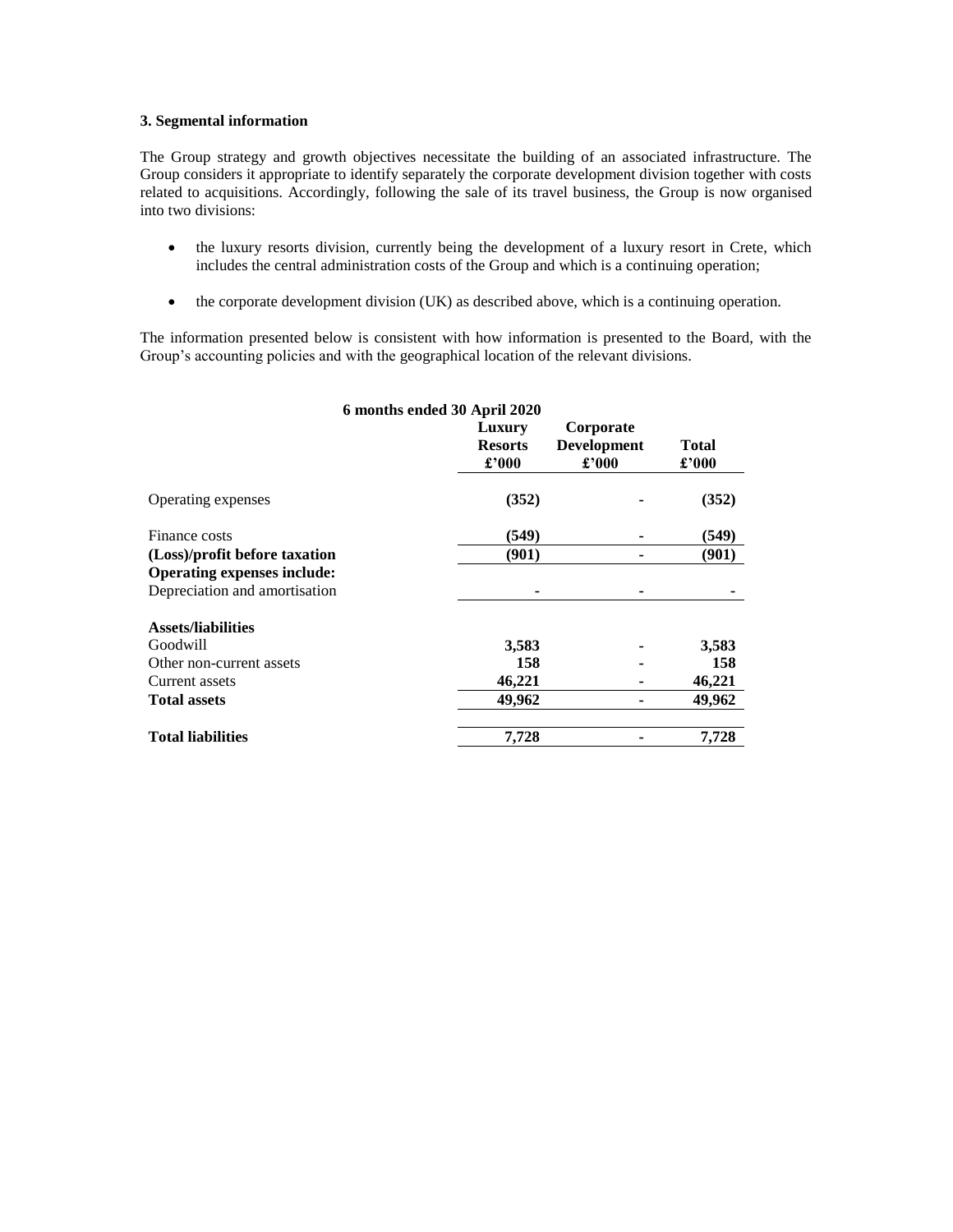### 3. Segmental information

The Group strategy and growth objectives necessitate the building of an associated infrastructure. The Group considers it appropriate to identify separately the corporate development division together with costs related to acquisitions. Accordingly, following the sale of its travel business, the Group is now organised into two divisions:

- the luxury resorts division, currently being the development of a luxury resort in Crete, which includes the central administration costs of the Group and which is a continuing operation;
- the corporate development division (UK) as described above, which is a continuing operation.

The information presented below is consistent with how information is presented to the Board, with the Group's accounting policies and with the geographical location of the relevant divisions.

| 6 months ended 30 April 2020 | Luxury Resorts £'000 | Corporate Development £'000 | Total £'000 |
|---|---|---|---|
| Operating expenses | **(352)** | **-** | **(352)** |
| Finance costs | **(549)** | **-** | **(549)** |
| **(Loss)/profit before taxation** | **(901)** | **-** | **(901)** |
| **Operating expenses include:** | | | |
| Depreciation and amortisation | **-** | **-** | **-** |
| **Assets/liabilities** | | | |
| Goodwill | **3,583** | **-** | **3,583** |
| Other non-current assets | **158** | **-** | **158** |
| Current assets | **46,221** | **-** | **46,221** |
| **Total assets** | **49,962** | **-** | **49,962** |
| **Total liabilities** | **7,728** | **-** | **7,728** |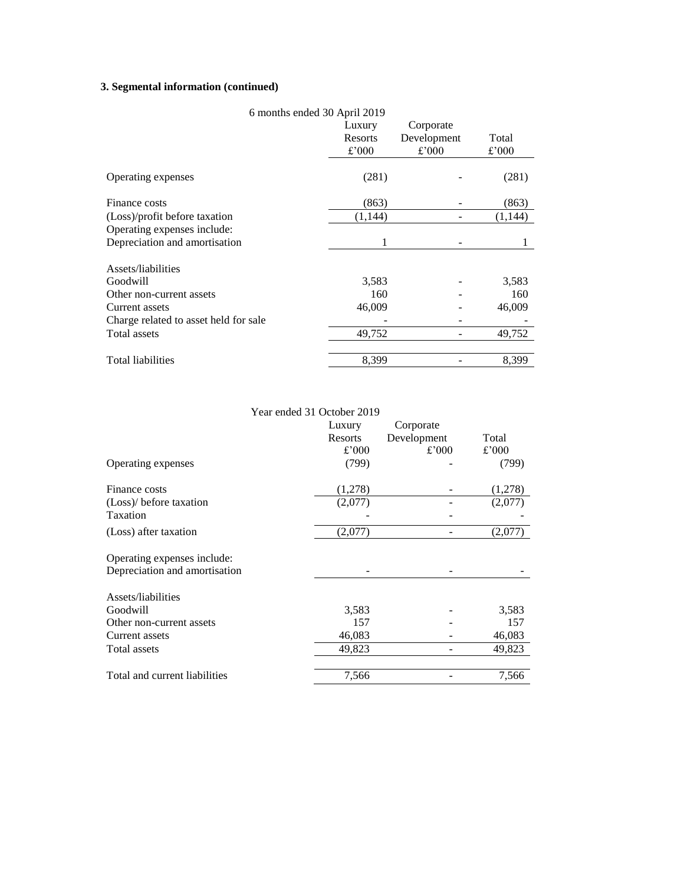### 3. Segmental information (continued)

| 6 months ended 30 April 2019 | Luxury Resorts £'000 | Corporate Development £'000 | Total £'000 |
|---|---|---|---|
| Operating expenses | (281) | - | (281) |
| Finance costs | (863) | - | (863) |
| (Loss)/profit before taxation | (1,144) | - | (1,144) |
| Operating expenses include: | | | |
| Depreciation and amortisation | 1 | - | 1 |
| Assets/liabilities | | | |
| Goodwill | 3,583 | - | 3,583 |
| Other non-current assets | 160 | - | 160 |
| Current assets | 46,009 | - | 46,009 |
| Charge related to asset held for sale | - | - | - |
| Total assets | 49,752 | - | 49,752 |
| Total liabilities | 8,399 | - | 8,399 |

| Year ended 31 October 2019 | Luxury Resorts £'000 | Corporate Development £'000 | Total £'000 |
|---|---|---|---|
| Operating expenses | (799) | - | (799) |
| Finance costs | (1,278) | - | (1,278) |
| (Loss)/ before taxation | (2,077) | - | (2,077) |
| Taxation | - | - | - |
| (Loss) after taxation | (2,077) | - | (2,077) |
| Operating expenses include: | | | |
| Depreciation and amortisation | - | - | - |
| Assets/liabilities | | | |
| Goodwill | 3,583 | - | 3,583 |
| Other non-current assets | 157 | - | 157 |
| Current assets | 46,083 | - | 46,083 |
| Total assets | 49,823 | - | 49,823 |
| Total and current liabilities | 7,566 | - | 7,566 |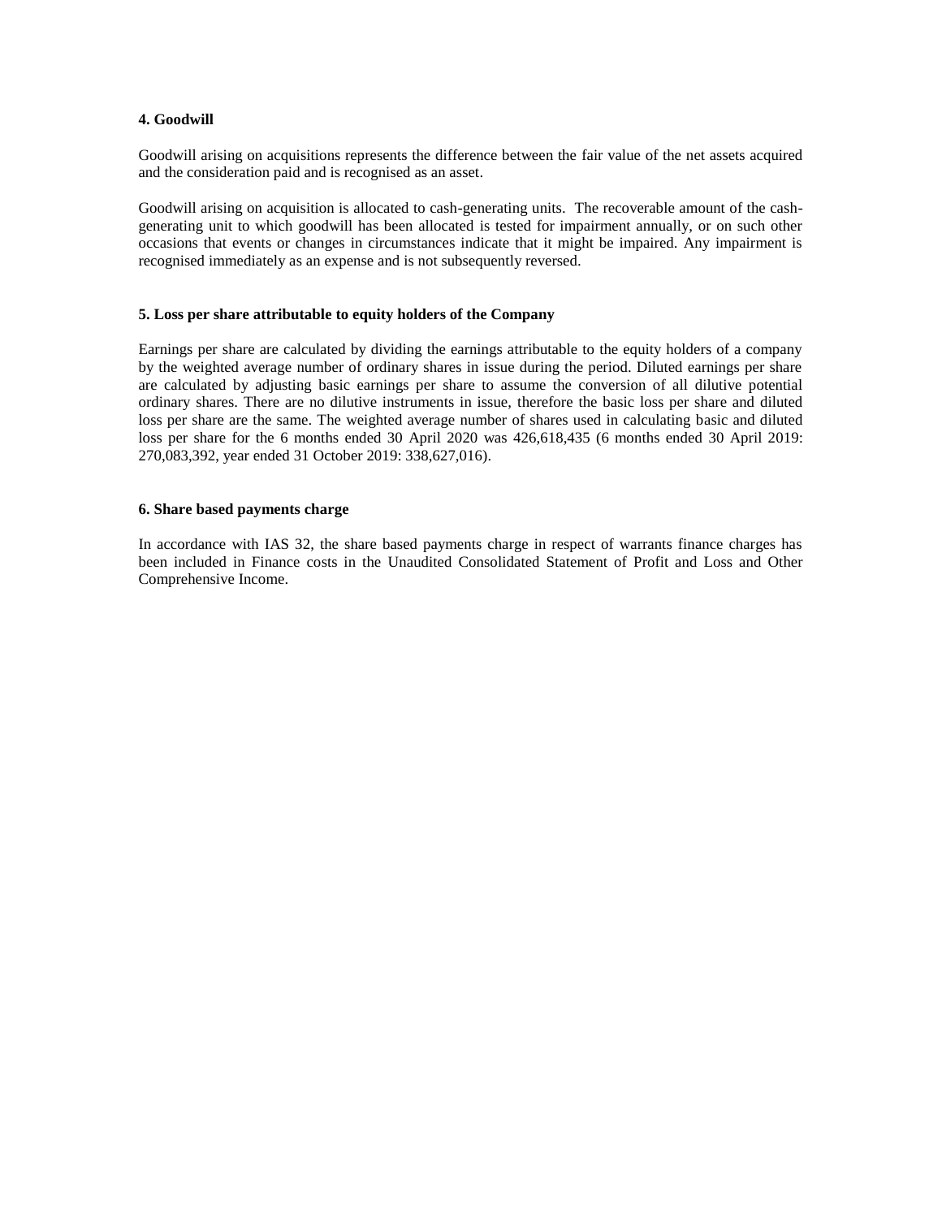**4. Goodwill**

Goodwill arising on acquisitions represents the difference between the fair value of the net assets acquired and the consideration paid and is recognised as an asset.

Goodwill arising on acquisition is allocated to cash-generating units. The recoverable amount of the cash-generating unit to which goodwill has been allocated is tested for impairment annually, or on such other occasions that events or changes in circumstances indicate that it might be impaired. Any impairment is recognised immediately as an expense and is not subsequently reversed.

**5. Loss per share attributable to equity holders of the Company**

Earnings per share are calculated by dividing the earnings attributable to the equity holders of a company by the weighted average number of ordinary shares in issue during the period. Diluted earnings per share are calculated by adjusting basic earnings per share to assume the conversion of all dilutive potential ordinary shares. There are no dilutive instruments in issue, therefore the basic loss per share and diluted loss per share are the same. The weighted average number of shares used in calculating basic and diluted loss per share for the 6 months ended 30 April 2020 was 426,618,435 (6 months ended 30 April 2019: 270,083,392, year ended 31 October 2019: 338,627,016).

**6. Share based payments charge**

In accordance with IAS 32, the share based payments charge in respect of warrants finance charges has been included in Finance costs in the Unaudited Consolidated Statement of Profit and Loss and Other Comprehensive Income.